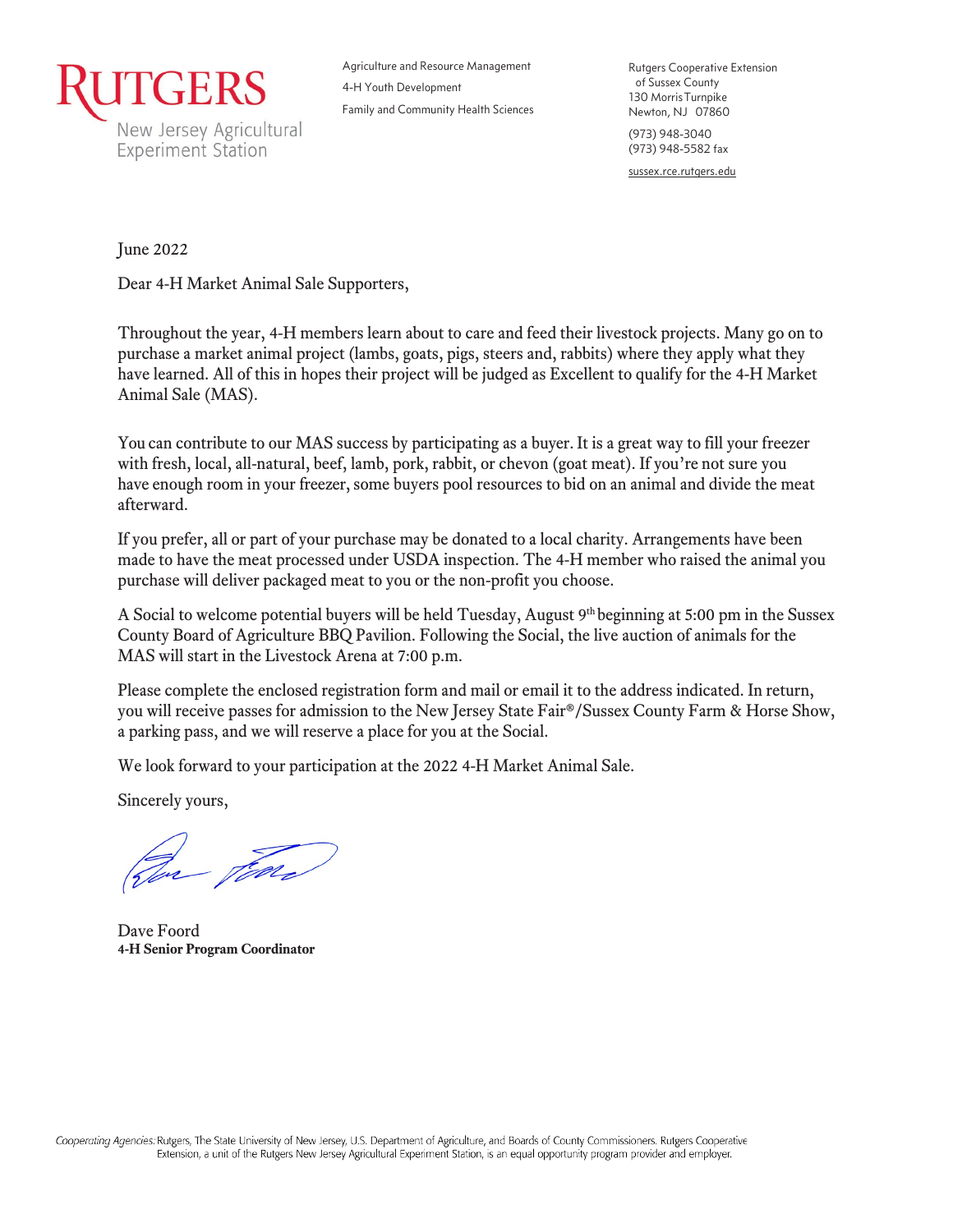**RUTGERS**
New Jersey Agricultural Experiment Station

Agriculture and Resource Management
4-H Youth Development
Family and Community Health Sciences

Rutgers Cooperative Extension
of Sussex County
130 Morris Turnpike
Newton, NJ 07860

(973) 948-3040
(973) 948-5582 fax

sussex.rce.rutgers.edu

June 2022

Dear 4-H Market Animal Sale Supporters,

Throughout the year, 4-H members learn about to care and feed their livestock projects. Many go on to purchase a market animal project (lambs, goats, pigs, steers and, rabbits) where they apply what they have learned. All of this in hopes their project will be judged as Excellent to qualify for the 4-H Market Animal Sale (MAS).

You can contribute to our MAS success by participating as a buyer. It is a great way to fill your freezer with fresh, local, all-natural, beef, lamb, pork, rabbit, or chevon (goat meat). If you're not sure you have enough room in your freezer, some buyers pool resources to bid on an animal and divide the meat afterward.

If you prefer, all or part of your purchase may be donated to a local charity. Arrangements have been made to have the meat processed under USDA inspection. The 4-H member who raised the animal you purchase will deliver packaged meat to you or the non-profit you choose.

A Social to welcome potential buyers will be held Tuesday, August 9th beginning at 5:00 pm in the Sussex County Board of Agriculture BBQ Pavilion. Following the Social, the live auction of animals for the MAS will start in the Livestock Arena at 7:00 p.m.

Please complete the enclosed registration form and mail or email it to the address indicated. In return, you will receive passes for admission to the New Jersey State Fair®/Sussex County Farm & Horse Show, a parking pass, and we will reserve a place for you at the Social.

We look forward to your participation at the 2022 4-H Market Animal Sale.

Sincerely yours,

Dave Foord
**4-H Senior Program Coordinator**

*Cooperating Agencies:* Rutgers, The State University of New Jersey, U.S. Department of Agriculture, and Boards of County Commissioners. Rutgers Cooperative Extension, a unit of the Rutgers New Jersey Agricultural Experiment Station, is an equal opportunity program provider and employer.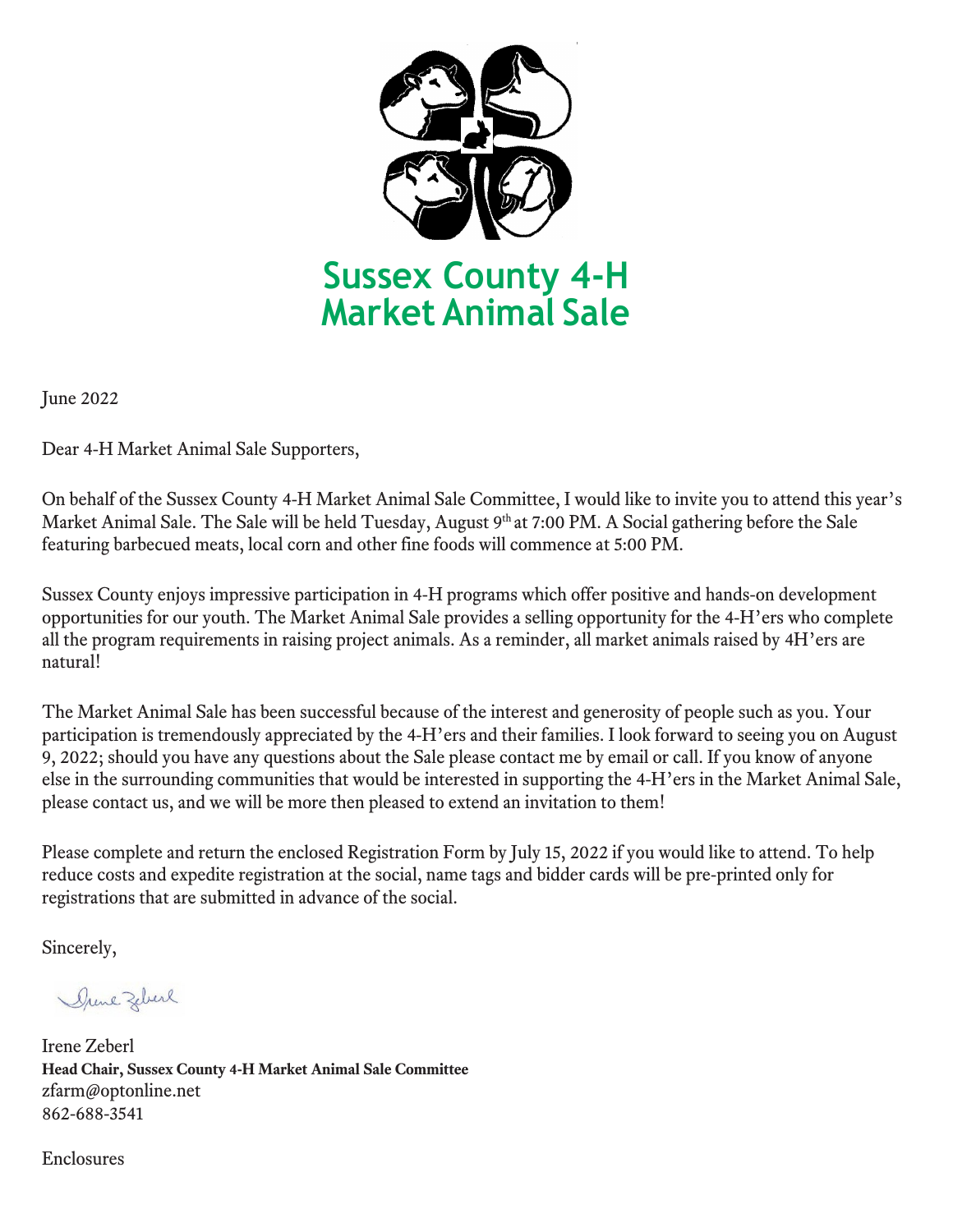# Sussex County 4-H Market Animal Sale

June 2022

Dear 4-H Market Animal Sale Supporters,

On behalf of the Sussex County 4-H Market Animal Sale Committee, I would like to invite you to attend this year's Market Animal Sale. The Sale will be held Tuesday, August 9th at 7:00 PM. A Social gathering before the Sale featuring barbecued meats, local corn and other fine foods will commence at 5:00 PM.

Sussex County enjoys impressive participation in 4-H programs which offer positive and hands-on development opportunities for our youth. The Market Animal Sale provides a selling opportunity for the 4-H'ers who complete all the program requirements in raising project animals. As a reminder, all market animals raised by 4H'ers are natural!

The Market Animal Sale has been successful because of the interest and generosity of people such as you. Your participation is tremendously appreciated by the 4-H'ers and their families. I look forward to seeing you on August 9, 2022; should you have any questions about the Sale please contact me by email or call. If you know of anyone else in the surrounding communities that would be interested in supporting the 4-H'ers in the Market Animal Sale, please contact us, and we will be more then pleased to extend an invitation to them!

Please complete and return the enclosed Registration Form by July 15, 2022 if you would like to attend. To help reduce costs and expedite registration at the social, name tags and bidder cards will be pre-printed only for registrations that are submitted in advance of the social.

Sincerely,

Irene Zeberl
**Head Chair, Sussex County 4-H Market Animal Sale Committee**
zfarm@optonline.net
862-688-3541

Enclosures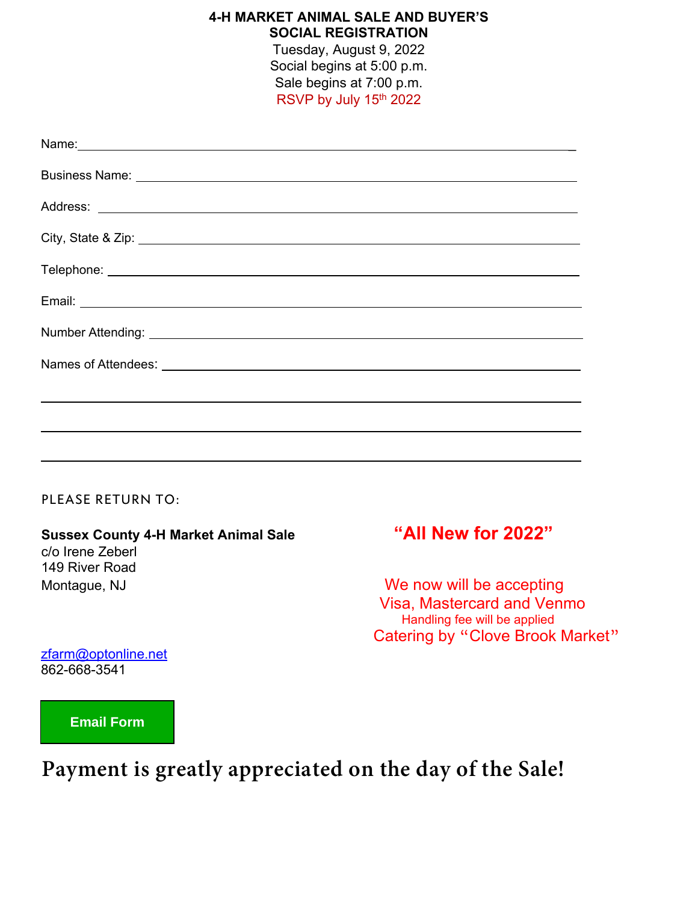**4-H MARKET ANIMAL SALE AND BUYER'S SOCIAL REGISTRATION**

Tuesday, August 9, 2022

Social begins at 5:00 p.m.

Sale begins at 7:00 p.m.

RSVP by July 15th 2022

Name:_______________________________________________

Business Name: _______________________________________________

Address: _______________________________________________

City, State & Zip: _______________________________________________

Telephone: _______________________________________________

Email: _______________________________________________

Number Attending: _______________________________________________

Names of Attendees: _______________________________________________

_______________________________________________

_______________________________________________

_______________________________________________

PLEASE RETURN TO:

**Sussex County 4-H Market Animal Sale**
c/o Irene Zeberl
149 River Road
Montague, NJ

zfarm@optonline.net
862-668-3541

**"All New for 2022"**

We now will be accepting
Visa, Mastercard and Venmo
Handling fee will be applied
Catering by "Clove Brook Market"

Email Form

**Payment is greatly appreciated on the day of the Sale!**